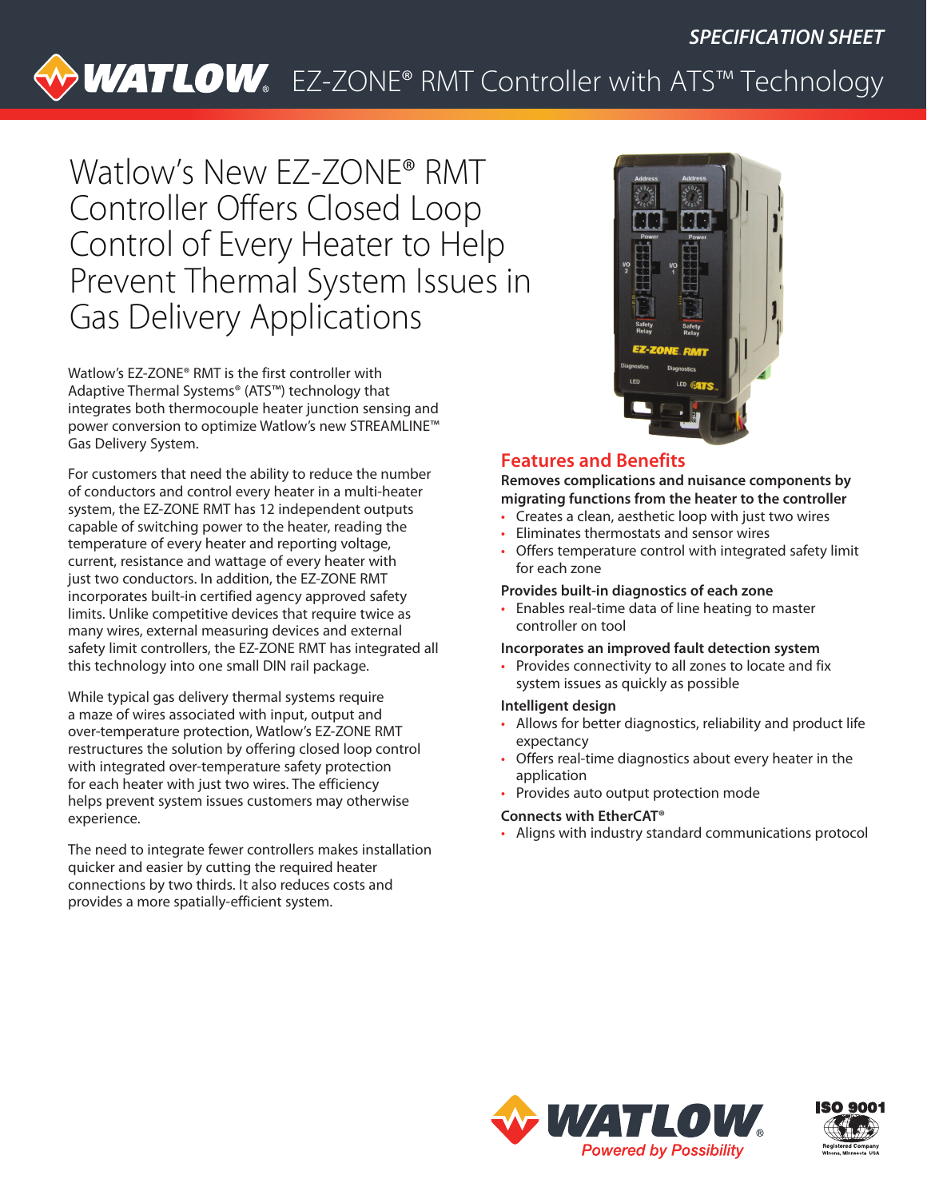SPECIFICATION SHEET

# EZ-ZONE® RMT Controller with ATS™ Technology

## Watlow's New EZ-ZONE® RMT Controller Offers Closed Loop Control of Every Heater to Help Prevent Thermal System Issues in Gas Delivery Applications

Watlow's EZ-ZONE® RMT is the first controller with Adaptive Thermal Systems® (ATS™) technology that integrates both thermocouple heater junction sensing and power conversion to optimize Watlow's new STREAMLINE™ Gas Delivery System.

For customers that need the ability to reduce the number of conductors and control every heater in a multi-heater system, the EZ-ZONE RMT has 12 independent outputs capable of switching power to the heater, reading the temperature of every heater and reporting voltage, current, resistance and wattage of every heater with just two conductors. In addition, the EZ-ZONE RMT incorporates built-in certified agency approved safety limits. Unlike competitive devices that require twice as many wires, external measuring devices and external safety limit controllers, the EZ-ZONE RMT has integrated all this technology into one small DIN rail package.

While typical gas delivery thermal systems require a maze of wires associated with input, output and over-temperature protection, Watlow's EZ-ZONE RMT restructures the solution by offering closed loop control with integrated over-temperature safety protection for each heater with just two wires. The efficiency helps prevent system issues customers may otherwise experience.

The need to integrate fewer controllers makes installation quicker and easier by cutting the required heater connections by two thirds. It also reduces costs and provides a more spatially-efficient system.

## Features and Benefits

**Removes complications and nuisance components by migrating functions from the heater to the controller**

- Creates a clean, aesthetic loop with just two wires
- Eliminates thermostats and sensor wires
- Offers temperature control with integrated safety limit for each zone

**Provides built-in diagnostics of each zone**

- Enables real-time data of line heating to master controller on tool

**Incorporates an improved fault detection system**

- Provides connectivity to all zones to locate and fix system issues as quickly as possible

**Intelligent design**

- Allows for better diagnostics, reliability and product life expectancy
- Offers real-time diagnostics about every heater in the application
- Provides auto output protection mode

**Connects with EtherCAT®**

- Aligns with industry standard communications protocol

WATLOW® Powered by Possibility

ISO 9001 Registered Company Winona, Minnesota USA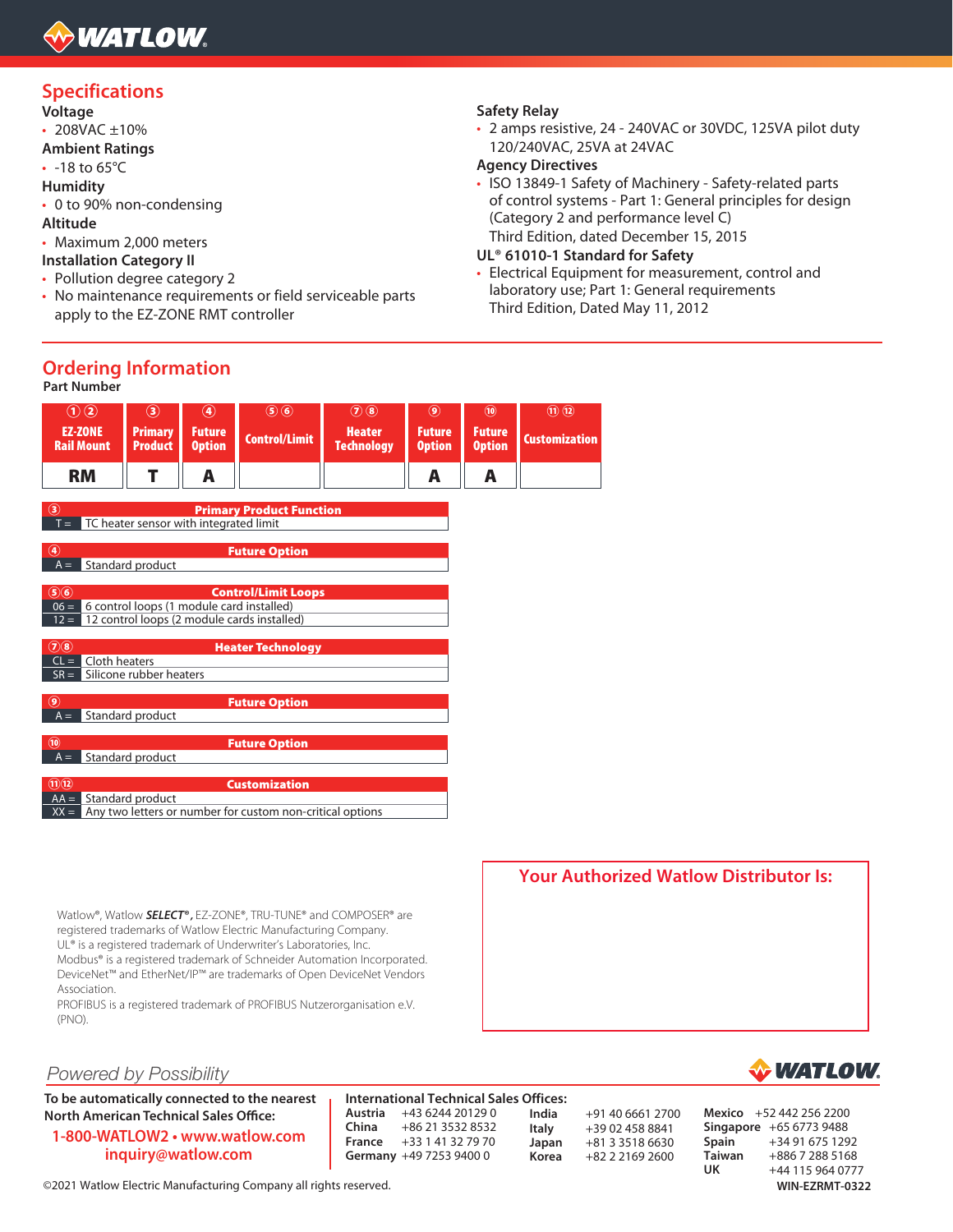## Specifications

**Voltage**
- 208VAC ±10%

**Ambient Ratings**
- -18 to 65°C

**Humidity**
- 0 to 90% non-condensing

**Altitude**
- Maximum 2,000 meters

**Installation Category II**
- Pollution degree category 2
- No maintenance requirements or field serviceable parts apply to the EZ-ZONE RMT controller

**Safety Relay**
- 2 amps resistive, 24 - 240VAC or 30VDC, 125VA pilot duty 120/240VAC, 25VA at 24VAC

**Agency Directives**
- ISO 13849-1 Safety of Machinery - Safety-related parts of control systems - Part 1: General principles for design (Category 2 and performance level C)
  Third Edition, dated December 15, 2015

**UL® 61010-1 Standard for Safety**
- Electrical Equipment for measurement, control and laboratory use; Part 1: General requirements
  Third Edition, Dated May 11, 2012

## Ordering Information

**Part Number**

| ① ② EZ-ZONE Rail Mount | ③ Primary Product | ④ Future Option | ⑤ ⑥ Control/Limit | ⑦ ⑧ Heater Technology | ⑨ Future Option | ⑩ Future Option | ⑪ ⑫ Customization |
|---|---|---|---|---|---|---|---|
| RM | T | A | | | A | A | |

| ③ | Primary Product Function |
|---|---|
| T = | TC heater sensor with integrated limit |

| ④ | Future Option |
|---|---|
| A = | Standard product |

| ⑤⑥ | Control/Limit Loops |
|---|---|
| 06 = | 6 control loops (1 module card installed) |
| 12 = | 12 control loops (2 module cards installed) |

| ⑦⑧ | Heater Technology |
|---|---|
| CL = | Cloth heaters |
| SR = | Silicone rubber heaters |

| ⑨ | Future Option |
|---|---|
| A = | Standard product |

| ⑩ | Future Option |
|---|---|
| A = | Standard product |

| ⑪⑫ | Customization |
|---|---|
| AA = | Standard product |
| XX = | Any two letters or number for custom non-critical options |

Watlow®, Watlow ***SELECT***®, EZ-ZONE®, TRU-TUNE® and COMPOSER® are registered trademarks of Watlow Electric Manufacturing Company.
UL® is a registered trademark of Underwriter's Laboratories, Inc.
Modbus® is a registered trademark of Schneider Automation Incorporated.
DeviceNet™ and EtherNet/IP™ are trademarks of Open DeviceNet Vendors Association.
PROFIBUS is a registered trademark of PROFIBUS Nutzerorganisation e.V. (PNO).

**Your Authorized Watlow Distributor Is:**

*Powered by Possibility*

**To be automatically connected to the nearest North American Technical Sales Office:**

**1-800-WATLOW2 • www.watlow.com**
**inquiry@watlow.com**

**International Technical Sales Offices:**

| | | | | | |
|---|---|---|---|---|---|
| **Austria** | +43 6244 20129 0 | **India** | +91 40 6661 2700 | **Mexico** | +52 442 256 2200 |
| **China** | +86 21 3532 8532 | **Italy** | +39 02 458 8841 | **Singapore** | +65 6773 9488 |
| **France** | +33 1 41 32 79 70 | **Japan** | +81 3 3518 6630 | **Spain** | +34 91 675 1292 |
| **Germany** | +49 7253 9400 0 | **Korea** | +82 2 2169 2600 | **Taiwan** | +886 7 288 5168 |
| | | | | **UK** | +44 115 964 0777 |

©2021 Watlow Electric Manufacturing Company all rights reserved.

**WIN-EZRMT-0322**